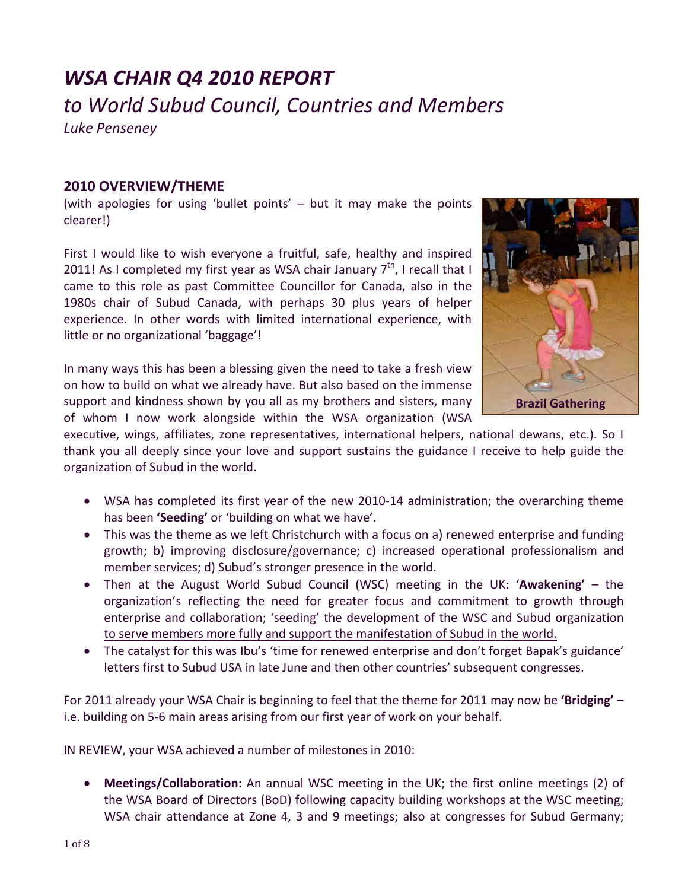# *WSA CHAIR Q4 2010 REPORT*

## *to World Subud Council, Countries and Members*

*Luke Penseney*

### 2010 OVERVIEW/THEME

(with apologies for using 'bullet points' – but it may make the points clearer!)

First I would like to wish everyone a fruitful, safe, healthy and inspired 2011! As I completed my first year as WSA chair January 7th, I recall that I came to this role as past Committee Councillor for Canada, also in the 1980s chair of Subud Canada, with perhaps 30 plus years of helper experience. In other words with limited international experience, with little or no organizational 'baggage'!

In many ways this has been a blessing given the need to take a fresh view on how to build on what we already have. But also based on the immense support and kindness shown by you all as my brothers and sisters, many of whom I now work alongside within the WSA organization (WSA executive, wings, affiliates, zone representatives, international helpers, national dewans, etc.). So I thank you all deeply since your love and support sustains the guidance I receive to help guide the organization of Subud in the world.

**Brazil Gathering**

- WSA has completed its first year of the new 2010-14 administration; the overarching theme has been **'Seeding'** or 'building on what we have'.
- This was the theme as we left Christchurch with a focus on a) renewed enterprise and funding growth; b) improving disclosure/governance; c) increased operational professionalism and member services; d) Subud's stronger presence in the world.
- Then at the August World Subud Council (WSC) meeting in the UK: '**Awakening'** – the organization's reflecting the need for greater focus and commitment to growth through enterprise and collaboration; 'seeding' the development of the WSC and Subud organization to serve members more fully and support the manifestation of Subud in the world.
- The catalyst for this was Ibu's 'time for renewed enterprise and don't forget Bapak's guidance' letters first to Subud USA in late June and then other countries' subsequent congresses.

For 2011 already your WSA Chair is beginning to feel that the theme for 2011 may now be **'Bridging'** – i.e. building on 5-6 main areas arising from our first year of work on your behalf.

IN REVIEW, your WSA achieved a number of milestones in 2010:

- **Meetings/Collaboration:** An annual WSC meeting in the UK; the first online meetings (2) of the WSA Board of Directors (BoD) following capacity building workshops at the WSC meeting; WSA chair attendance at Zone 4, 3 and 9 meetings; also at congresses for Subud Germany;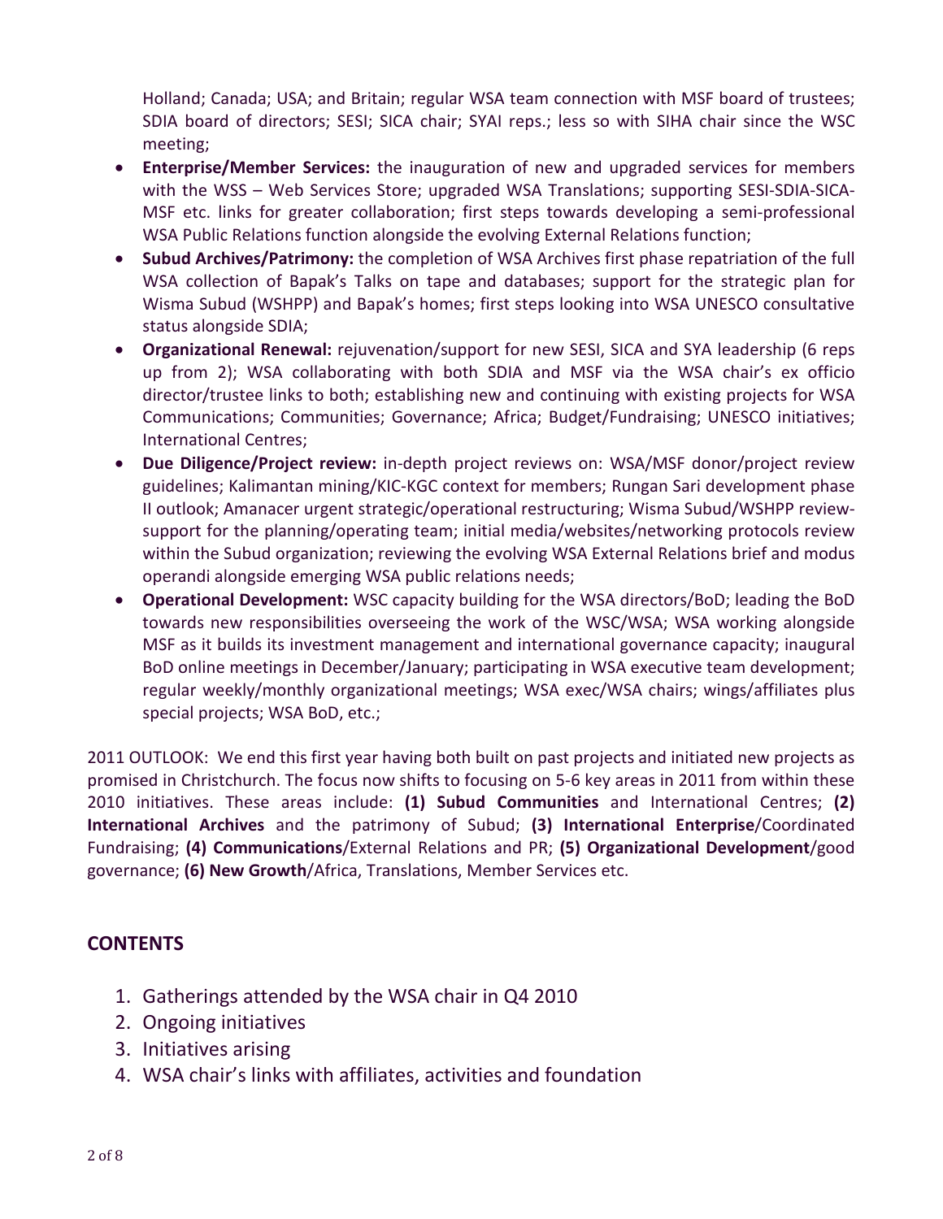Holland; Canada; USA; and Britain; regular WSA team connection with MSF board of trustees; SDIA board of directors; SESI; SICA chair; SYAI reps.; less so with SIHA chair since the WSC meeting;

- **Enterprise/Member Services:** the inauguration of new and upgraded services for members with the WSS – Web Services Store; upgraded WSA Translations; supporting SESI-SDIA-SICA-MSF etc. links for greater collaboration; first steps towards developing a semi-professional WSA Public Relations function alongside the evolving External Relations function;
- **Subud Archives/Patrimony:** the completion of WSA Archives first phase repatriation of the full WSA collection of Bapak's Talks on tape and databases; support for the strategic plan for Wisma Subud (WSHPP) and Bapak's homes; first steps looking into WSA UNESCO consultative status alongside SDIA;
- **Organizational Renewal:** rejuvenation/support for new SESI, SICA and SYA leadership (6 reps up from 2); WSA collaborating with both SDIA and MSF via the WSA chair's ex officio director/trustee links to both; establishing new and continuing with existing projects for WSA Communications; Communities; Governance; Africa; Budget/Fundraising; UNESCO initiatives; International Centres;
- **Due Diligence/Project review:** in-depth project reviews on: WSA/MSF donor/project review guidelines; Kalimantan mining/KIC-KGC context for members; Rungan Sari development phase II outlook; Amanacer urgent strategic/operational restructuring; Wisma Subud/WSHPP review-support for the planning/operating team; initial media/websites/networking protocols review within the Subud organization; reviewing the evolving WSA External Relations brief and modus operandi alongside emerging WSA public relations needs;
- **Operational Development:** WSC capacity building for the WSA directors/BoD; leading the BoD towards new responsibilities overseeing the work of the WSC/WSA; WSA working alongside MSF as it builds its investment management and international governance capacity; inaugural BoD online meetings in December/January; participating in WSA executive team development; regular weekly/monthly organizational meetings; WSA exec/WSA chairs; wings/affiliates plus special projects; WSA BoD, etc.;

2011 OUTLOOK: We end this first year having both built on past projects and initiated new projects as promised in Christchurch. The focus now shifts to focusing on 5-6 key areas in 2011 from within these 2010 initiatives. These areas include: **(1) Subud Communities** and International Centres; **(2) International Archives** and the patrimony of Subud; **(3) International Enterprise**/Coordinated Fundraising; **(4) Communications**/External Relations and PR; **(5) Organizational Development**/good governance; **(6) New Growth**/Africa, Translations, Member Services etc.

## CONTENTS

1. Gatherings attended by the WSA chair in Q4 2010
2. Ongoing initiatives
3. Initiatives arising
4. WSA chair's links with affiliates, activities and foundation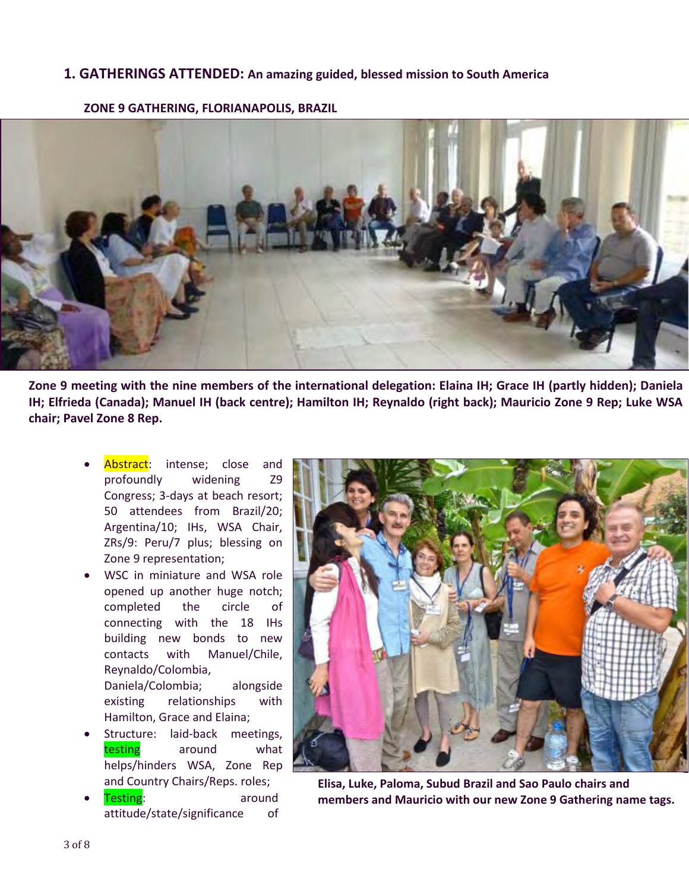## 1. GATHERINGS ATTENDED: An amazing guided, blessed mission to South America

### ZONE 9 GATHERING, FLORIANAPOLIS, BRAZIL

**Zone 9 meeting with the nine members of the international delegation: Elaina IH; Grace IH (partly hidden); Daniela IH; Elfrieda (Canada); Manuel IH (back centre); Hamilton IH; Reynaldo (right back); Mauricio Zone 9 Rep; Luke WSA chair; Pavel Zone 8 Rep.**

- Abstract: intense; close and profoundly widening Z9 Congress; 3-days at beach resort; 50 attendees from Brazil/20; Argentina/10; IHs, WSA Chair, ZRs/9: Peru/7 plus; blessing on Zone 9 representation;
- WSC in miniature and WSA role opened up another huge notch; completed the circle of connecting with the 18 IHs building new bonds to new contacts with Manuel/Chile, Reynaldo/Colombia, Daniela/Colombia; alongside existing relationships with Hamilton, Grace and Elaina;
- Structure: laid-back meetings, testing around what helps/hinders WSA, Zone Rep and Country Chairs/Reps. roles;
- Testing: around attitude/state/significance of

**Elisa, Luke, Paloma, Subud Brazil and Sao Paulo chairs and members and Mauricio with our new Zone 9 Gathering name tags.**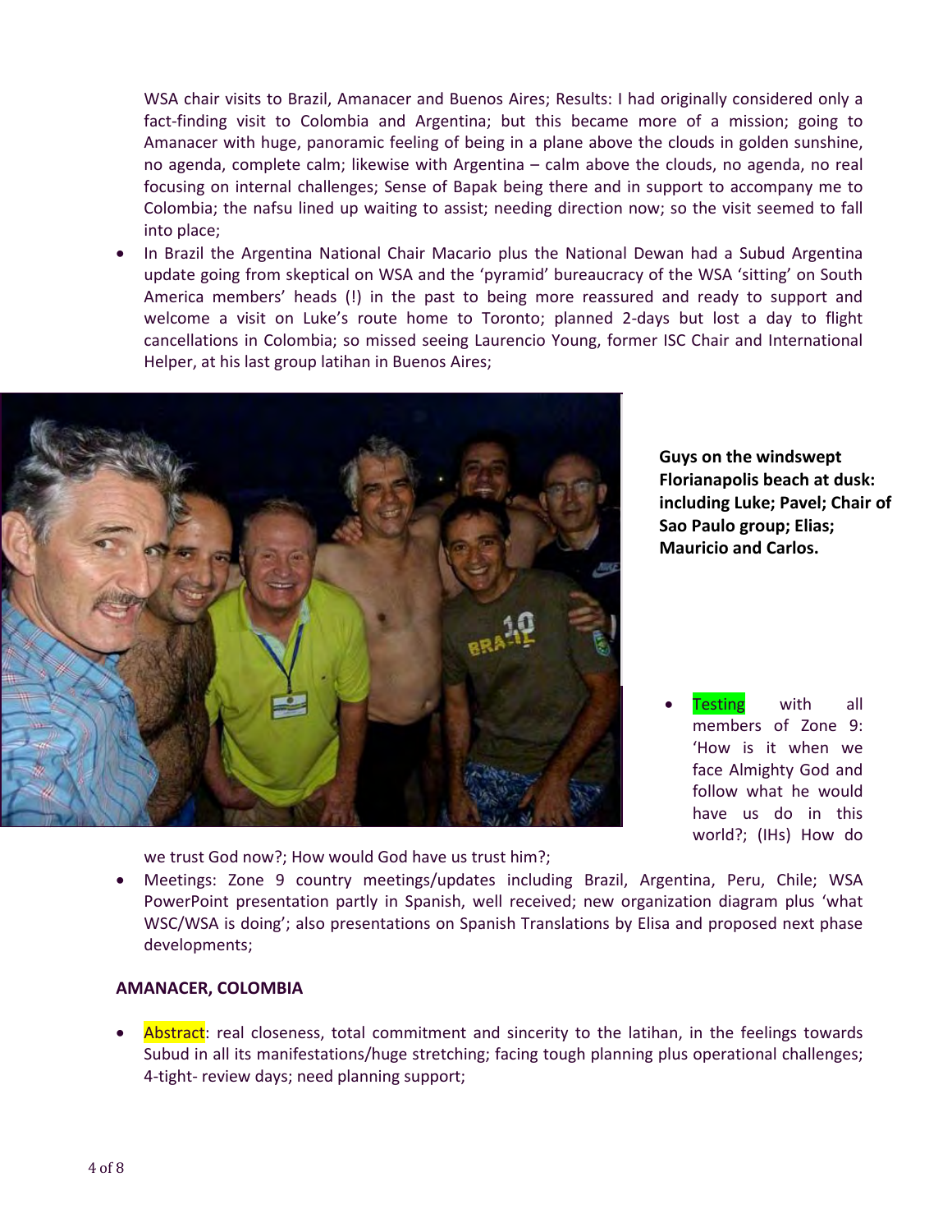WSA chair visits to Brazil, Amanacer and Buenos Aires; Results: I had originally considered only a fact-finding visit to Colombia and Argentina; but this became more of a mission; going to Amanacer with huge, panoramic feeling of being in a plane above the clouds in golden sunshine, no agenda, complete calm; likewise with Argentina – calm above the clouds, no agenda, no real focusing on internal challenges; Sense of Bapak being there and in support to accompany me to Colombia; the nafsu lined up waiting to assist; needing direction now; so the visit seemed to fall into place;

- In Brazil the Argentina National Chair Macario plus the National Dewan had a Subud Argentina update going from skeptical on WSA and the 'pyramid' bureaucracy of the WSA 'sitting' on South America members' heads (!) in the past to being more reassured and ready to support and welcome a visit on Luke's route home to Toronto; planned 2-days but lost a day to flight cancellations in Colombia; so missed seeing Laurencio Young, former ISC Chair and International Helper, at his last group latihan in Buenos Aires;

**Guys on the windswept Florianapolis beach at dusk: including Luke; Pavel; Chair of Sao Paulo group; Elias; Mauricio and Carlos.**

- Testing with all members of Zone 9: 'How is it when we face Almighty God and follow what he would have us do in this world?; (IHs) How do we trust God now?; How would God have us trust him?;
- Meetings: Zone 9 country meetings/updates including Brazil, Argentina, Peru, Chile; WSA PowerPoint presentation partly in Spanish, well received; new organization diagram plus 'what WSC/WSA is doing'; also presentations on Spanish Translations by Elisa and proposed next phase developments;

**AMANACER, COLOMBIA**

- Abstract: real closeness, total commitment and sincerity to the latihan, in the feelings towards Subud in all its manifestations/huge stretching; facing tough planning plus operational challenges; 4-tight- review days; need planning support;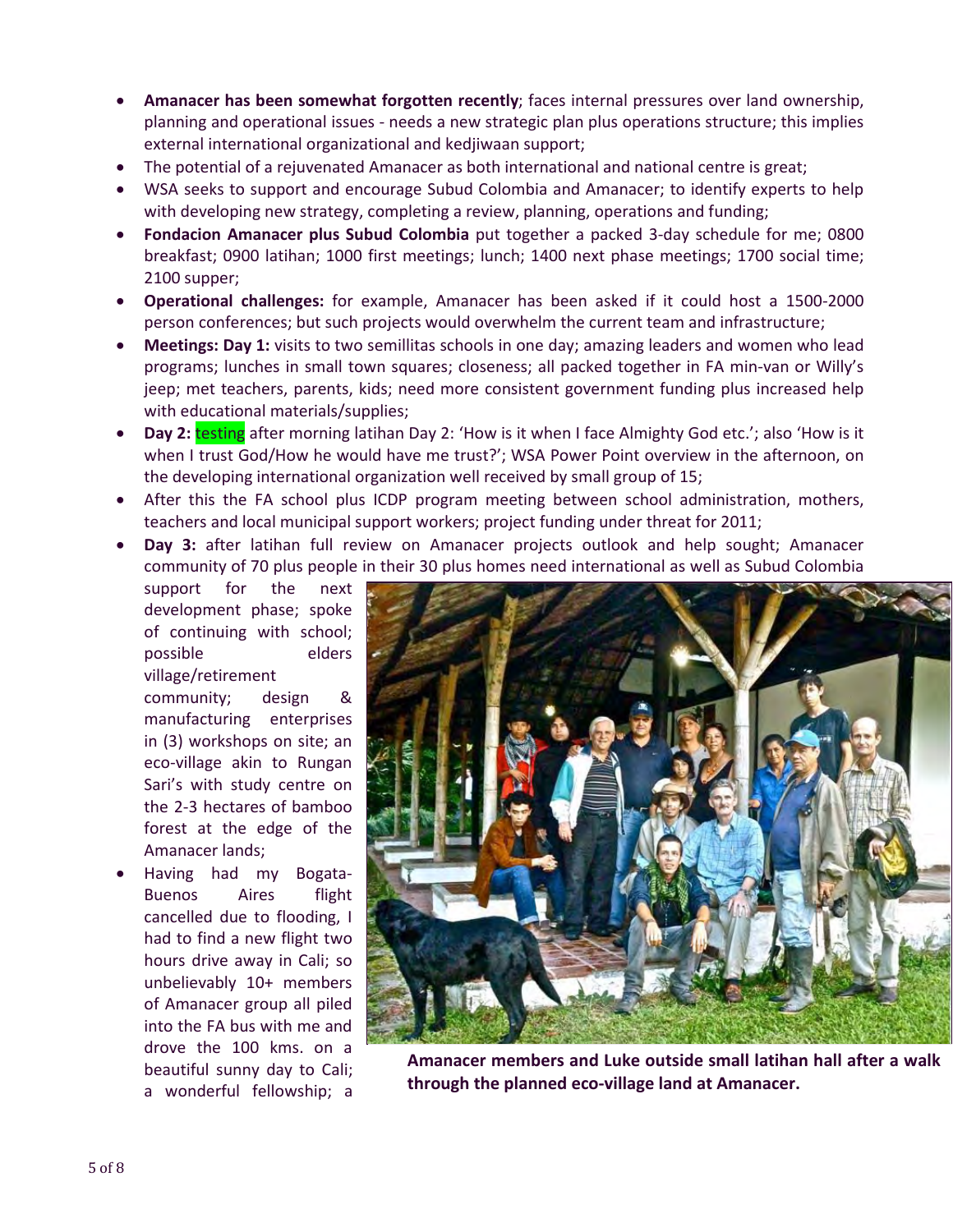- **Amanacer has been somewhat forgotten recently**; faces internal pressures over land ownership, planning and operational issues - needs a new strategic plan plus operations structure; this implies external international organizational and kedjiwaan support;
- The potential of a rejuvenated Amanacer as both international and national centre is great;
- WSA seeks to support and encourage Subud Colombia and Amanacer; to identify experts to help with developing new strategy, completing a review, planning, operations and funding;
- **Fondacion Amanacer plus Subud Colombia** put together a packed 3-day schedule for me; 0800 breakfast; 0900 latihan; 1000 first meetings; lunch; 1400 next phase meetings; 1700 social time; 2100 supper;
- **Operational challenges:** for example, Amanacer has been asked if it could host a 1500-2000 person conferences; but such projects would overwhelm the current team and infrastructure;
- **Meetings: Day 1:** visits to two semillitas schools in one day; amazing leaders and women who lead programs; lunches in small town squares; closeness; all packed together in FA min-van or Willy's jeep; met teachers, parents, kids; need more consistent government funding plus increased help with educational materials/supplies;
- **Day 2:** testing after morning latihan Day 2: 'How is it when I face Almighty God etc.'; also 'How is it when I trust God/How he would have me trust?'; WSA Power Point overview in the afternoon, on the developing international organization well received by small group of 15;
- After this the FA school plus ICDP program meeting between school administration, mothers, teachers and local municipal support workers; project funding under threat for 2011;
- **Day 3:** after latihan full review on Amanacer projects outlook and help sought; Amanacer community of 70 plus people in their 30 plus homes need international as well as Subud Colombia support for the next development phase; spoke of continuing with school; possible elders village/retirement community; design & manufacturing enterprises in (3) workshops on site; an eco-village akin to Rungan Sari's with study centre on the 2-3 hectares of bamboo forest at the edge of the Amanacer lands;
- Having had my Bogata-Buenos Aires flight cancelled due to flooding, I had to find a new flight two hours drive away in Cali; so unbelievably 10+ members of Amanacer group all piled into the FA bus with me and drove the 100 kms. on a beautiful sunny day to Cali; a wonderful fellowship; a

**Amanacer members and Luke outside small latihan hall after a walk through the planned eco-village land at Amanacer.**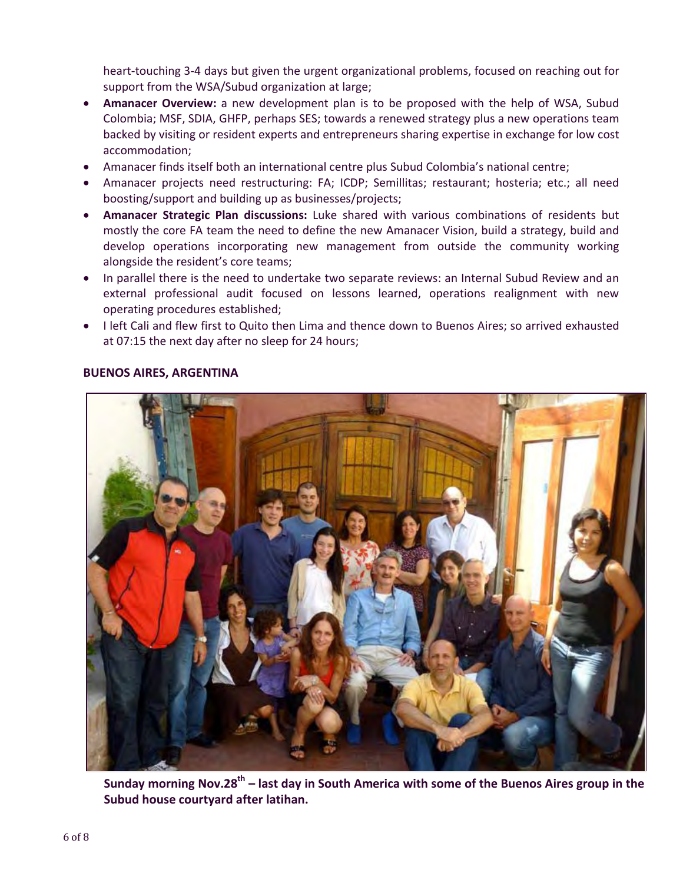heart-touching 3-4 days but given the urgent organizational problems, focused on reaching out for support from the WSA/Subud organization at large;

- **Amanacer Overview:** a new development plan is to be proposed with the help of WSA, Subud Colombia; MSF, SDIA, GHFP, perhaps SES; towards a renewed strategy plus a new operations team backed by visiting or resident experts and entrepreneurs sharing expertise in exchange for low cost accommodation;
- Amanacer finds itself both an international centre plus Subud Colombia's national centre;
- Amanacer projects need restructuring: FA; ICDP; Semillitas; restaurant; hosteria; etc.; all need boosting/support and building up as businesses/projects;
- **Amanacer Strategic Plan discussions:** Luke shared with various combinations of residents but mostly the core FA team the need to define the new Amanacer Vision, build a strategy, build and develop operations incorporating new management from outside the community working alongside the resident's core teams;
- In parallel there is the need to undertake two separate reviews: an Internal Subud Review and an external professional audit focused on lessons learned, operations realignment with new operating procedures established;
- I left Cali and flew first to Quito then Lima and thence down to Buenos Aires; so arrived exhausted at 07:15 the next day after no sleep for 24 hours;

**BUENOS AIRES, ARGENTINA**

**Sunday morning Nov.28th – last day in South America with some of the Buenos Aires group in the Subud house courtyard after latihan.**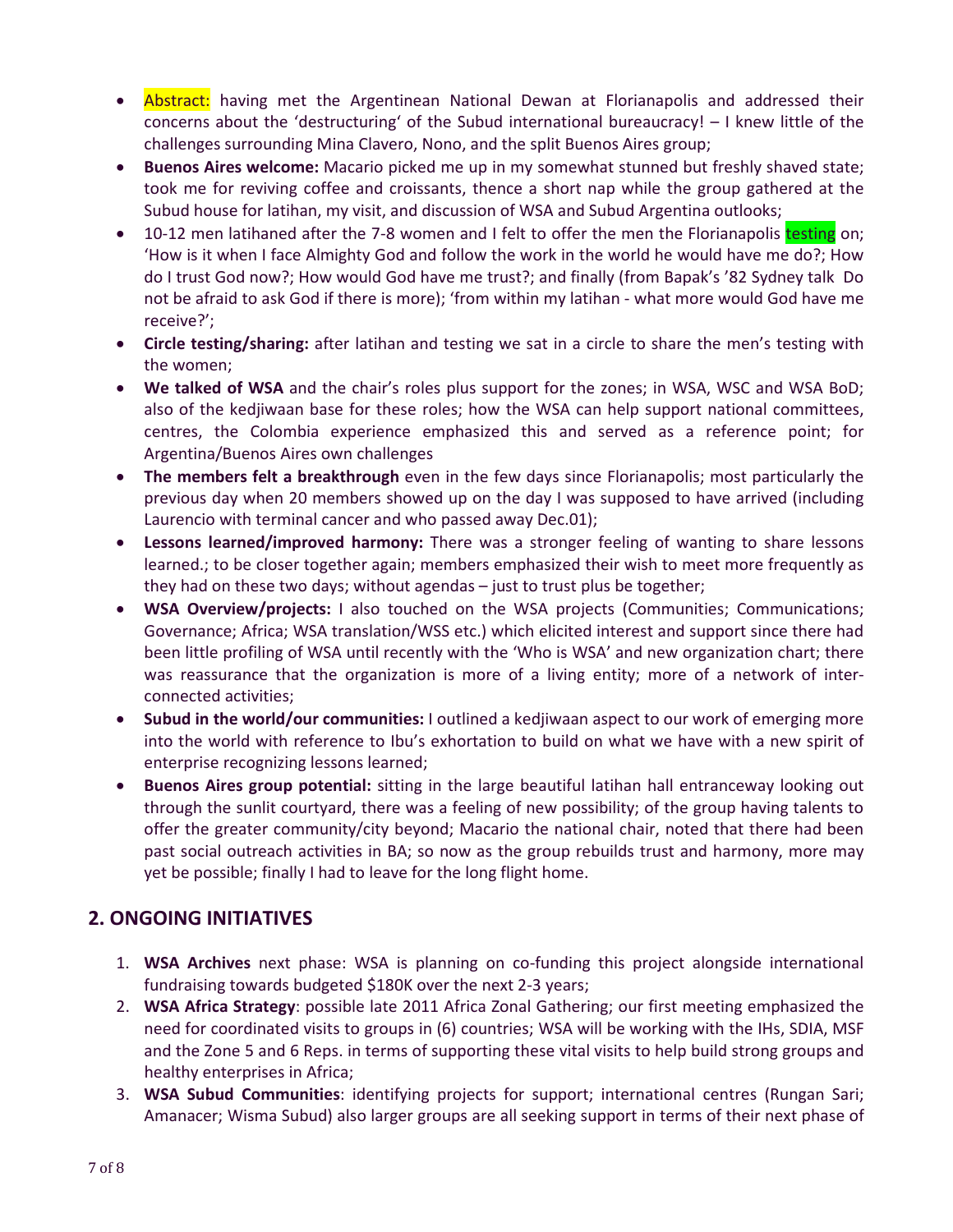- Abstract: having met the Argentinean National Dewan at Florianapolis and addressed their concerns about the 'destructuring' of the Subud international bureaucracy! – I knew little of the challenges surrounding Mina Clavero, Nono, and the split Buenos Aires group;
- **Buenos Aires welcome:** Macario picked me up in my somewhat stunned but freshly shaved state; took me for reviving coffee and croissants, thence a short nap while the group gathered at the Subud house for latihan, my visit, and discussion of WSA and Subud Argentina outlooks;
- 10-12 men latihaned after the 7-8 women and I felt to offer the men the Florianapolis testing on; 'How is it when I face Almighty God and follow the work in the world he would have me do?; How do I trust God now?; How would God have me trust?; and finally (from Bapak's '82 Sydney talk Do not be afraid to ask God if there is more); 'from within my latihan - what more would God have me receive?';
- **Circle testing/sharing:** after latihan and testing we sat in a circle to share the men's testing with the women;
- **We talked of WSA** and the chair's roles plus support for the zones; in WSA, WSC and WSA BoD; also of the kedjiwaan base for these roles; how the WSA can help support national committees, centres, the Colombia experience emphasized this and served as a reference point; for Argentina/Buenos Aires own challenges
- **The members felt a breakthrough** even in the few days since Florianapolis; most particularly the previous day when 20 members showed up on the day I was supposed to have arrived (including Laurencio with terminal cancer and who passed away Dec.01);
- **Lessons learned/improved harmony:** There was a stronger feeling of wanting to share lessons learned.; to be closer together again; members emphasized their wish to meet more frequently as they had on these two days; without agendas – just to trust plus be together;
- **WSA Overview/projects:** I also touched on the WSA projects (Communities; Communications; Governance; Africa; WSA translation/WSS etc.) which elicited interest and support since there had been little profiling of WSA until recently with the 'Who is WSA' and new organization chart; there was reassurance that the organization is more of a living entity; more of a network of inter-connected activities;
- **Subud in the world/our communities:** I outlined a kedjiwaan aspect to our work of emerging more into the world with reference to Ibu's exhortation to build on what we have with a new spirit of enterprise recognizing lessons learned;
- **Buenos Aires group potential:** sitting in the large beautiful latihan hall entranceway looking out through the sunlit courtyard, there was a feeling of new possibility; of the group having talents to offer the greater community/city beyond; Macario the national chair, noted that there had been past social outreach activities in BA; so now as the group rebuilds trust and harmony, more may yet be possible; finally I had to leave for the long flight home.

## 2. ONGOING INITIATIVES

1. **WSA Archives** next phase: WSA is planning on co-funding this project alongside international fundraising towards budgeted $180K over the next 2-3 years;
2. **WSA Africa Strategy**: possible late 2011 Africa Zonal Gathering; our first meeting emphasized the need for coordinated visits to groups in (6) countries; WSA will be working with the IHs, SDIA, MSF and the Zone 5 and 6 Reps. in terms of supporting these vital visits to help build strong groups and healthy enterprises in Africa;
3. **WSA Subud Communities**: identifying projects for support; international centres (Rungan Sari; Amanacer; Wisma Subud) also larger groups are all seeking support in terms of their next phase of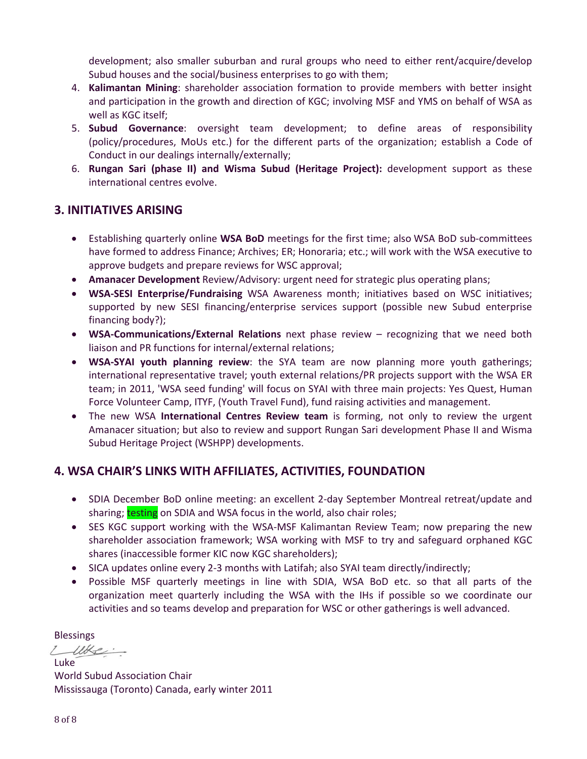development; also smaller suburban and rural groups who need to either rent/acquire/develop Subud houses and the social/business enterprises to go with them;

4. **Kalimantan Mining**: shareholder association formation to provide members with better insight and participation in the growth and direction of KGC; involving MSF and YMS on behalf of WSA as well as KGC itself;
5. **Subud Governance**: oversight team development; to define areas of responsibility (policy/procedures, MoUs etc.) for the different parts of the organization; establish a Code of Conduct in our dealings internally/externally;
6. **Rungan Sari (phase II) and Wisma Subud (Heritage Project):** development support as these international centres evolve.

## 3. INITIATIVES ARISING

- Establishing quarterly online **WSA BoD** meetings for the first time; also WSA BoD sub-committees have formed to address Finance; Archives; ER; Honoraria; etc.; will work with the WSA executive to approve budgets and prepare reviews for WSC approval;
- **Amanacer Development** Review/Advisory: urgent need for strategic plus operating plans;
- **WSA-SESI Enterprise/Fundraising** WSA Awareness month; initiatives based on WSC initiatives; supported by new SESI financing/enterprise services support (possible new Subud enterprise financing body?);
- **WSA-Communications/External Relations** next phase review – recognizing that we need both liaison and PR functions for internal/external relations;
- **WSA-SYAI youth planning review**: the SYA team are now planning more youth gatherings; international representative travel; youth external relations/PR projects support with the WSA ER team; in 2011, 'WSA seed funding' will focus on SYAI with three main projects: Yes Quest, Human Force Volunteer Camp, ITYF, (Youth Travel Fund), fund raising activities and management.
- The new WSA **International Centres Review team** is forming, not only to review the urgent Amanacer situation; but also to review and support Rungan Sari development Phase II and Wisma Subud Heritage Project (WSHPP) developments.

## 4. WSA CHAIR'S LINKS WITH AFFILIATES, ACTIVITIES, FOUNDATION

- SDIA December BoD online meeting: an excellent 2-day September Montreal retreat/update and sharing; testing on SDIA and WSA focus in the world, also chair roles;
- SES KGC support working with the WSA-MSF Kalimantan Review Team; now preparing the new shareholder association framework; WSA working with MSF to try and safeguard orphaned KGC shares (inaccessible former KIC now KGC shareholders);
- SICA updates online every 2-3 months with Latifah; also SYAI team directly/indirectly;
- Possible MSF quarterly meetings in line with SDIA, WSA BoD etc. so that all parts of the organization meet quarterly including the WSA with the IHs if possible so we coordinate our activities and so teams develop and preparation for WSC or other gatherings is well advanced.

Blessings

Luke
World Subud Association Chair
Mississauga (Toronto) Canada, early winter 2011